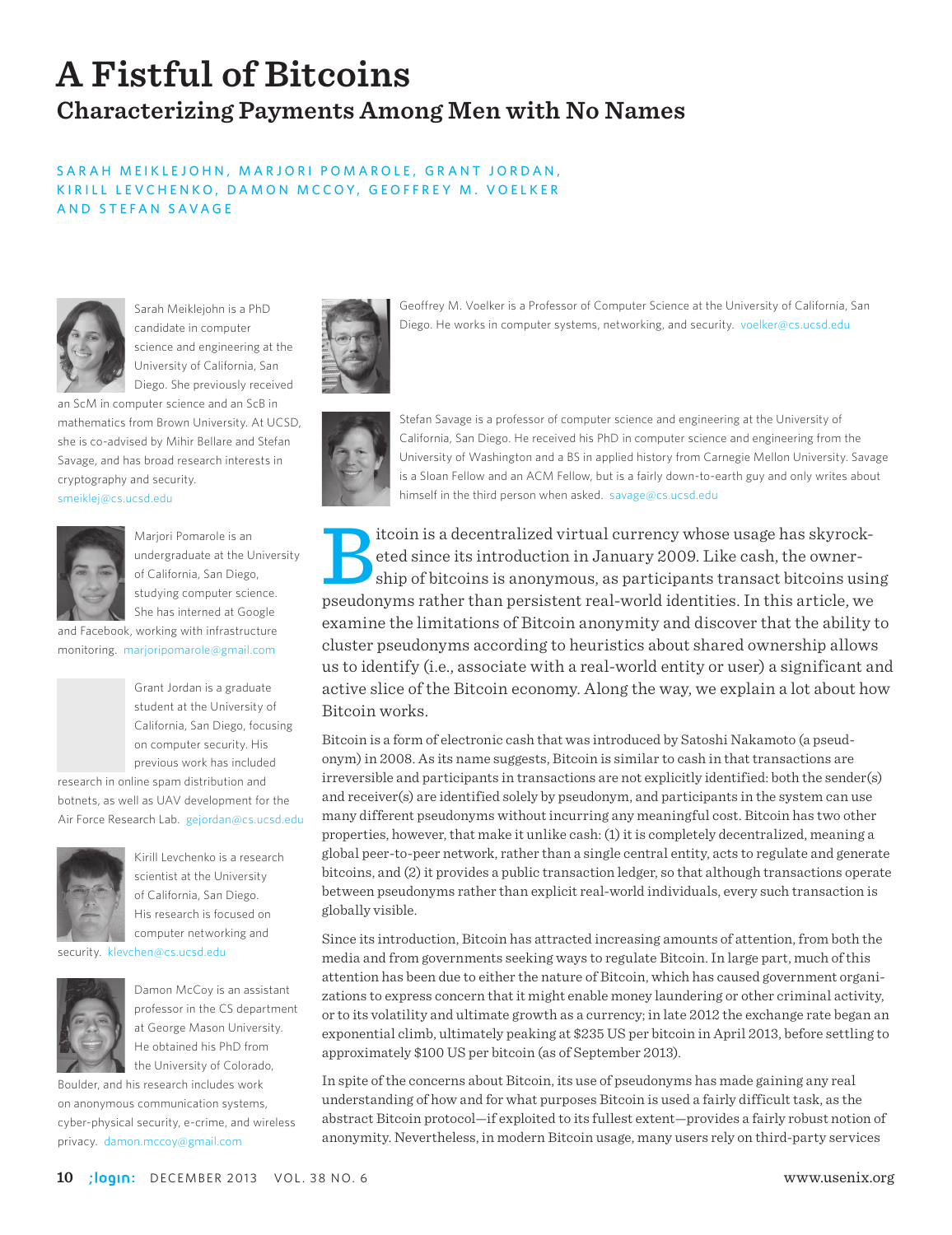# A Fistful of Bitcoins

## Characterizing Payments Among Men with No Names

SARAH MEIKLEJOHN, MARJORI POMAROLE, GRANT JORDAN, KIRILL LEVCHENKO, DAMON MCCOY, GEOFFREY M. VOELKER AND STEFAN SAVAGE

Sarah Meiklejohn is a PhD candidate in computer science and engineering at the University of California, San Diego. She previously received an ScM in computer science and an ScB in mathematics from Brown University. At UCSD, she is co-advised by Mihir Bellare and Stefan Savage, and has broad research interests in cryptography and security. smeiklej@cs.ucsd.edu

Marjori Pomarole is an undergraduate at the University of California, San Diego, studying computer science. She has interned at Google and Facebook, working with infrastructure monitoring. marjoripomarole@gmail.com

Grant Jordan is a graduate student at the University of California, San Diego, focusing on computer security. His previous work has included research in online spam distribution and botnets, as well as UAV development for the Air Force Research Lab. gejordan@cs.ucsd.edu

Kirill Levchenko is a research scientist at the University of California, San Diego. His research is focused on computer networking and security. klevchen@cs.ucsd.edu

Damon McCoy is an assistant professor in the CS department at George Mason University. He obtained his PhD from the University of Colorado, Boulder, and his research includes work on anonymous communication systems, cyber-physical security, e-crime, and wireless privacy. damon.mccoy@gmail.com

Geoffrey M. Voelker is a Professor of Computer Science at the University of California, San Diego. He works in computer systems, networking, and security. voelker@cs.ucsd.edu

Stefan Savage is a professor of computer science and engineering at the University of California, San Diego. He received his PhD in computer science and engineering from the University of Washington and a BS in applied history from Carnegie Mellon University. Savage is a Sloan Fellow and an ACM Fellow, but is a fairly down-to-earth guy and only writes about himself in the third person when asked. savage@cs.ucsd.edu

Bitcoin is a decentralized virtual currency whose usage has skyrocketed since its introduction in January 2009. Like cash, the ownership of bitcoins is anonymous, as participants transact bitcoins using pseudonyms rather than persistent real-world identities. In this article, we examine the limitations of Bitcoin anonymity and discover that the ability to cluster pseudonyms according to heuristics about shared ownership allows us to identify (i.e., associate with a real-world entity or user) a significant and active slice of the Bitcoin economy. Along the way, we explain a lot about how Bitcoin works.

Bitcoin is a form of electronic cash that was introduced by Satoshi Nakamoto (a pseudonym) in 2008. As its name suggests, Bitcoin is similar to cash in that transactions are irreversible and participants in transactions are not explicitly identified: both the sender(s) and receiver(s) are identified solely by pseudonym, and participants in the system can use many different pseudonyms without incurring any meaningful cost. Bitcoin has two other properties, however, that make it unlike cash: (1) it is completely decentralized, meaning a global peer-to-peer network, rather than a single central entity, acts to regulate and generate bitcoins, and (2) it provides a public transaction ledger, so that although transactions operate between pseudonyms rather than explicit real-world individuals, every such transaction is globally visible.

Since its introduction, Bitcoin has attracted increasing amounts of attention, from both the media and from governments seeking ways to regulate Bitcoin. In large part, much of this attention has been due to either the nature of Bitcoin, which has caused government organizations to express concern that it might enable money laundering or other criminal activity, or to its volatility and ultimate growth as a currency; in late 2012 the exchange rate began an exponential climb, ultimately peaking at $235 US per bitcoin in April 2013, before settling to approximately $100 US per bitcoin (as of September 2013).

In spite of the concerns about Bitcoin, its use of pseudonyms has made gaining any real understanding of how and for what purposes Bitcoin is used a fairly difficult task, as the abstract Bitcoin protocol—if exploited to its fullest extent—provides a fairly robust notion of anonymity. Nevertheless, in modern Bitcoin usage, many users rely on third-party services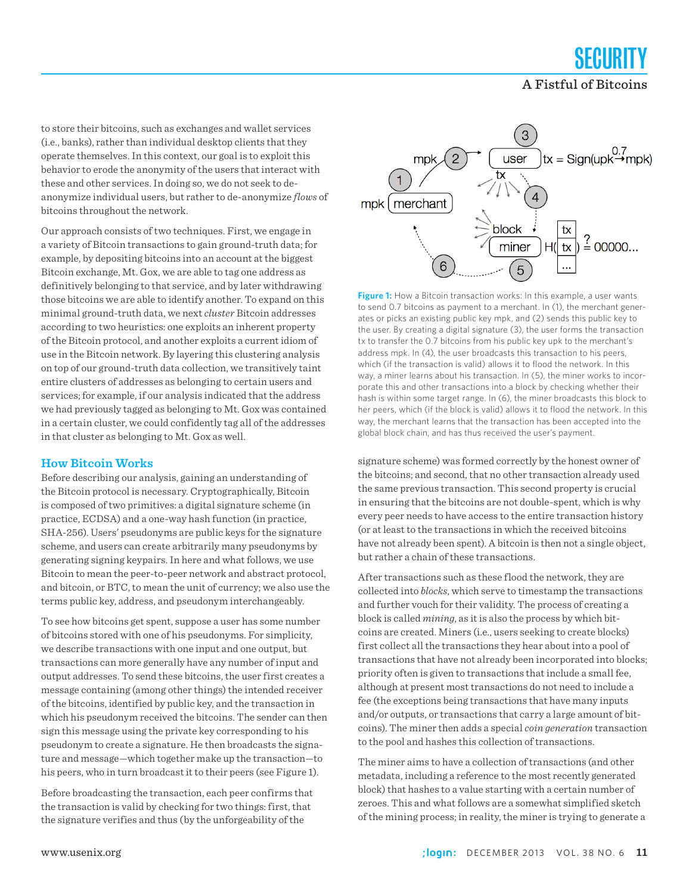to store their bitcoins, such as exchanges and wallet services (i.e., banks), rather than individual desktop clients that they operate themselves. In this context, our goal is to exploit this behavior to erode the anonymity of the users that interact with these and other services. In doing so, we do not seek to de-anonymize individual users, but rather to de-anonymize *flows* of bitcoins throughout the network.

Our approach consists of two techniques. First, we engage in a variety of Bitcoin transactions to gain ground-truth data; for example, by depositing bitcoins into an account at the biggest Bitcoin exchange, Mt. Gox, we are able to tag one address as definitively belonging to that service, and by later withdrawing those bitcoins we are able to identify another. To expand on this minimal ground-truth data, we next *cluster* Bitcoin addresses according to two heuristics: one exploits an inherent property of the Bitcoin protocol, and another exploits a current idiom of use in the Bitcoin network. By layering this clustering analysis on top of our ground-truth data collection, we transitively taint entire clusters of addresses as belonging to certain users and services; for example, if our analysis indicated that the address we had previously tagged as belonging to Mt. Gox was contained in a certain cluster, we could confidently tag all of the addresses in that cluster as belonging to Mt. Gox as well.

## How Bitcoin Works

Before describing our analysis, gaining an understanding of the Bitcoin protocol is necessary. Cryptographically, Bitcoin is composed of two primitives: a digital signature scheme (in practice, ECDSA) and a one-way hash function (in practice, SHA-256). Users' pseudonyms are public keys for the signature scheme, and users can create arbitrarily many pseudonyms by generating signing keypairs. In here and what follows, we use Bitcoin to mean the peer-to-peer network and abstract protocol, and bitcoin, or BTC, to mean the unit of currency; we also use the terms public key, address, and pseudonym interchangeably.

To see how bitcoins get spent, suppose a user has some number of bitcoins stored with one of his pseudonyms. For simplicity, we describe transactions with one input and one output, but transactions can more generally have any number of input and output addresses. To send these bitcoins, the user first creates a message containing (among other things) the intended receiver of the bitcoins, identified by public key, and the transaction in which his pseudonym received the bitcoins. The sender can then sign this message using the private key corresponding to his pseudonym to create a signature. He then broadcasts the signature and message—which together make up the transaction—to his peers, who in turn broadcast it to their peers (see Figure 1).

Before broadcasting the transaction, each peer confirms that the transaction is valid by checking for two things: first, that the signature verifies and thus (by the unforgeability of the signature scheme) was formed correctly by the honest owner of the bitcoins; and second, that no other transaction already used the same previous transaction. This second property is crucial in ensuring that the bitcoins are not double-spent, which is why every peer needs to have access to the entire transaction history (or at least to the transactions in which the received bitcoins have not already been spent). A bitcoin is then not a single object, but rather a chain of these transactions.

**Figure 1:** How a Bitcoin transaction works: In this example, a user wants to send 0.7 bitcoins as payment to a merchant. In (1), the merchant generates or picks an existing public key mpk, and (2) sends this public key to the user. By creating a digital signature (3), the user forms the transaction tx to transfer the 0.7 bitcoins from his public key upk to the merchant's address mpk. In (4), the user broadcasts this transaction to his peers, which (if the transaction is valid) allows it to flood the network. In this way, a miner learns about his transaction. In (5), the miner works to incorporate this and other transactions into a block by checking whether their hash is within some target range. In (6), the miner broadcasts this block to her peers, which (if the block is valid) allows it to flood the network. In this way, the merchant learns that the transaction has been accepted into the global block chain, and has thus received the user's payment.

After transactions such as these flood the network, they are collected into *blocks*, which serve to timestamp the transactions and further vouch for their validity. The process of creating a block is called *mining*, as it is also the process by which bitcoins are created. Miners (i.e., users seeking to create blocks) first collect all the transactions they hear about into a pool of transactions that have not already been incorporated into blocks; priority often is given to transactions that include a small fee, although at present most transactions do not need to include a fee (the exceptions being transactions that have many inputs and/or outputs, or transactions that carry a large amount of bitcoins). The miner then adds a special *coin generation* transaction to the pool and hashes this collection of transactions.

The miner aims to have a collection of transactions (and other metadata, including a reference to the most recently generated block) that hashes to a value starting with a certain number of zeroes. This and what follows are a somewhat simplified sketch of the mining process; in reality, the miner is trying to generate a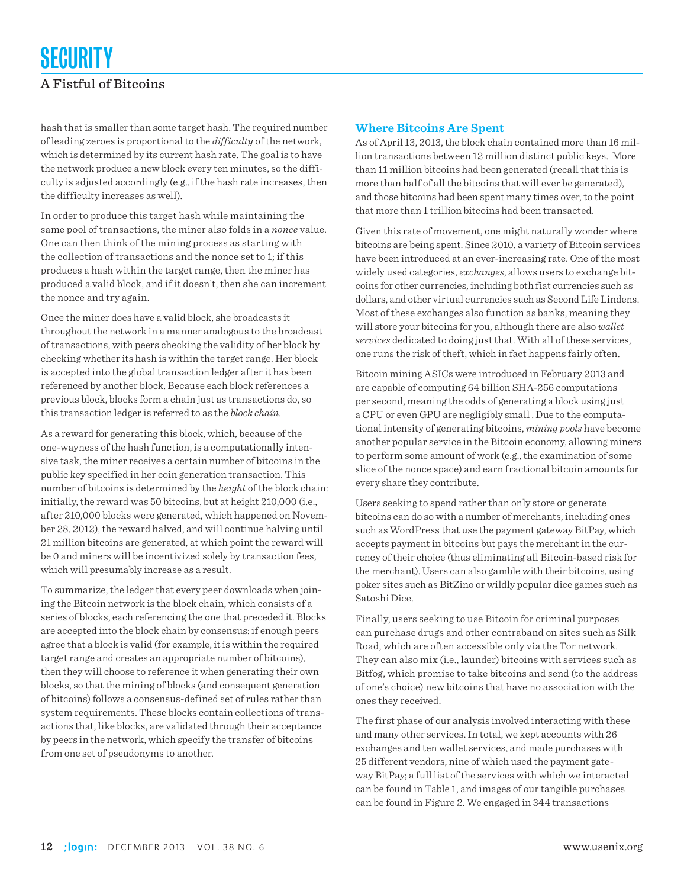hash that is smaller than some target hash. The required number of leading zeroes is proportional to the *difficulty* of the network, which is determined by its current hash rate. The goal is to have the network produce a new block every ten minutes, so the difficulty is adjusted accordingly (e.g., if the hash rate increases, then the difficulty increases as well).

In order to produce this target hash while maintaining the same pool of transactions, the miner also folds in a *nonce* value. One can then think of the mining process as starting with the collection of transactions and the nonce set to 1; if this produces a hash within the target range, then the miner has produced a valid block, and if it doesn't, then she can increment the nonce and try again.

Once the miner does have a valid block, she broadcasts it throughout the network in a manner analogous to the broadcast of transactions, with peers checking the validity of her block by checking whether its hash is within the target range. Her block is accepted into the global transaction ledger after it has been referenced by another block. Because each block references a previous block, blocks form a chain just as transactions do, so this transaction ledger is referred to as the *block chain*.

As a reward for generating this block, which, because of the one-wayness of the hash function, is a computationally intensive task, the miner receives a certain number of bitcoins in the public key specified in her coin generation transaction. This number of bitcoins is determined by the *height* of the block chain: initially, the reward was 50 bitcoins, but at height 210,000 (i.e., after 210,000 blocks were generated, which happened on November 28, 2012), the reward halved, and will continue halving until 21 million bitcoins are generated, at which point the reward will be 0 and miners will be incentivized solely by transaction fees, which will presumably increase as a result.

To summarize, the ledger that every peer downloads when joining the Bitcoin network is the block chain, which consists of a series of blocks, each referencing the one that preceded it. Blocks are accepted into the block chain by consensus: if enough peers agree that a block is valid (for example, it is within the required target range and creates an appropriate number of bitcoins), then they will choose to reference it when generating their own blocks, so that the mining of blocks (and consequent generation of bitcoins) follows a consensus-defined set of rules rather than system requirements. These blocks contain collections of transactions that, like blocks, are validated through their acceptance by peers in the network, which specify the transfer of bitcoins from one set of pseudonyms to another.

## Where Bitcoins Are Spent

As of April 13, 2013, the block chain contained more than 16 million transactions between 12 million distinct public keys. More than 11 million bitcoins had been generated (recall that this is more than half of all the bitcoins that will ever be generated), and those bitcoins had been spent many times over, to the point that more than 1 trillion bitcoins had been transacted.

Given this rate of movement, one might naturally wonder where bitcoins are being spent. Since 2010, a variety of Bitcoin services have been introduced at an ever-increasing rate. One of the most widely used categories, *exchanges*, allows users to exchange bitcoins for other currencies, including both fiat currencies such as dollars, and other virtual currencies such as Second Life Lindens. Most of these exchanges also function as banks, meaning they will store your bitcoins for you, although there are also *wallet services* dedicated to doing just that. With all of these services, one runs the risk of theft, which in fact happens fairly often.

Bitcoin mining ASICs were introduced in February 2013 and are capable of computing 64 billion SHA-256 computations per second, meaning the odds of generating a block using just a CPU or even GPU are negligibly small . Due to the computational intensity of generating bitcoins, *mining pools* have become another popular service in the Bitcoin economy, allowing miners to perform some amount of work (e.g., the examination of some slice of the nonce space) and earn fractional bitcoin amounts for every share they contribute.

Users seeking to spend rather than only store or generate bitcoins can do so with a number of merchants, including ones such as WordPress that use the payment gateway BitPay, which accepts payment in bitcoins but pays the merchant in the currency of their choice (thus eliminating all Bitcoin-based risk for the merchant). Users can also gamble with their bitcoins, using poker sites such as BitZino or wildly popular dice games such as Satoshi Dice.

Finally, users seeking to use Bitcoin for criminal purposes can purchase drugs and other contraband on sites such as Silk Road, which are often accessible only via the Tor network. They can also mix (i.e., launder) bitcoins with services such as Bitfog, which promise to take bitcoins and send (to the address of one's choice) new bitcoins that have no association with the ones they received.

The first phase of our analysis involved interacting with these and many other services. In total, we kept accounts with 26 exchanges and ten wallet services, and made purchases with 25 different vendors, nine of which used the payment gateway BitPay; a full list of the services with which we interacted can be found in Table 1, and images of our tangible purchases can be found in Figure 2. We engaged in 344 transactions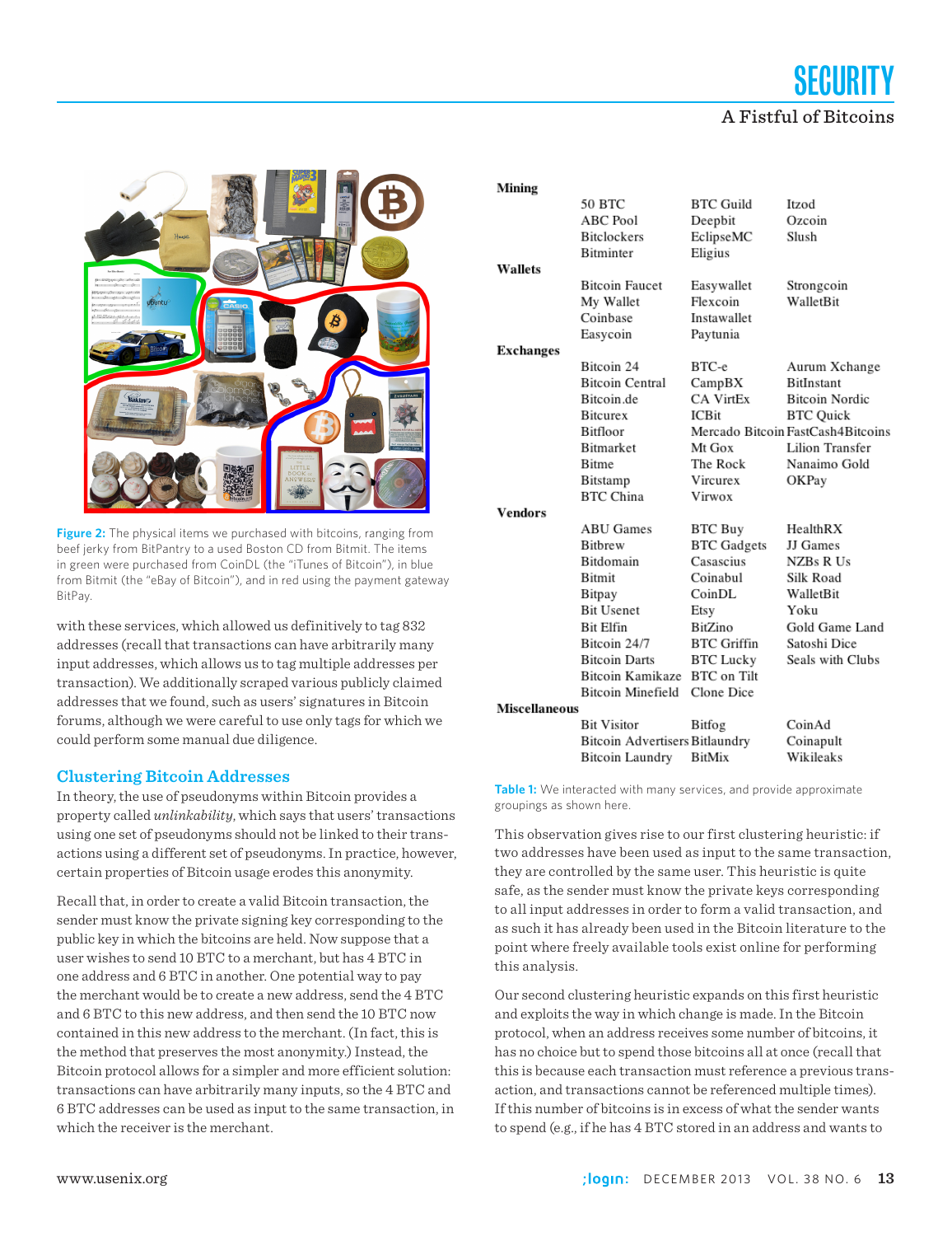Figure 2: The physical items we purchased with bitcoins, ranging from beef jerky from BitPantry to a used Boston CD from Bitmit. The items in green were purchased from CoinDL (the "iTunes of Bitcoin"), in blue from Bitmit (the "eBay of Bitcoin"), and in red using the payment gateway BitPay.

with these services, which allowed us definitively to tag 832 addresses (recall that transactions can have arbitrarily many input addresses, which allows us to tag multiple addresses per transaction). We additionally scraped various publicly claimed addresses that we found, such as users' signatures in Bitcoin forums, although we were careful to use only tags for which we could perform some manual due diligence.

## Clustering Bitcoin Addresses

In theory, the use of pseudonyms within Bitcoin provides a property called *unlinkability*, which says that users' transactions using one set of pseudonyms should not be linked to their transactions using a different set of pseudonyms. In practice, however, certain properties of Bitcoin usage erodes this anonymity.

Recall that, in order to create a valid Bitcoin transaction, the sender must know the private signing key corresponding to the public key in which the bitcoins are held. Now suppose that a user wishes to send 10 BTC to a merchant, but has 4 BTC in one address and 6 BTC in another. One potential way to pay the merchant would be to create a new address, send the 4 BTC and 6 BTC to this new address, and then send the 10 BTC now contained in this new address to the merchant. (In fact, this is the method that preserves the most anonymity.) Instead, the Bitcoin protocol allows for a simpler and more efficient solution: transactions can have arbitrarily many inputs, so the 4 BTC and 6 BTC addresses can be used as input to the same transaction, in which the receiver is the merchant.

| Category | | | |
|---|---|---|---|
| **Mining** | 50 BTC | BTC Guild | Itzod |
| | ABC Pool | Deepbit | Ozcoin |
| | Bitclockers | EclipseMC | Slush |
| | Bitminter | Eligius | |
| **Wallets** | Bitcoin Faucet | Easywallet | Strongcoin |
| | My Wallet | Flexcoin | WalletBit |
| | Coinbase | Instawallet | |
| | Easycoin | Paytunia | |
| **Exchanges** | Bitcoin 24 | BTC-e | Aurum Xchange |
| | Bitcoin Central | CampBX | BitInstant |
| | Bitcoin.de | CA VirtEx | Bitcoin Nordic |
| | Bitcurex | ICBit | BTC Quick |
| | Bitfloor | Mercado Bitcoin | FastCash4Bitcoins |
| | Bitmarket | Mt Gox | Lilion Transfer |
| | Bitme | The Rock | Nanaimo Gold |
| | Bitstamp | Vircurex | OKPay |
| | BTC China | Virwox | |
| **Vendors** | ABU Games | BTC Buy | HealthRX |
| | Bitbrew | BTC Gadgets | JJ Games |
| | Bitdomain | Casascius | NZBs R Us |
| | Bitmit | Coinabul | Silk Road |
| | Bitpay | CoinDL | WalletBit |
| | Bit Usenet | Etsy | Yoku |
| | Bit Elfin | BitZino | Gold Game Land |
| | Bitcoin 24/7 | BTC Griffin | Satoshi Dice |
| | Bitcoin Darts | BTC Lucky | Seals with Clubs |
| | Bitcoin Kamikaze | BTC on Tilt | |
| | Bitcoin Minefield | Clone Dice | |
| **Miscellaneous** | Bit Visitor | Bitfog | CoinAd |
| | Bitcoin Advertisers | Bitlaundry | Coinapult |
| | Bitcoin Laundry | BitMix | Wikileaks |

Table 1: We interacted with many services, and provide approximate groupings as shown here.

This observation gives rise to our first clustering heuristic: if two addresses have been used as input to the same transaction, they are controlled by the same user. This heuristic is quite safe, as the sender must know the private keys corresponding to all input addresses in order to form a valid transaction, and as such it has already been used in the Bitcoin literature to the point where freely available tools exist online for performing this analysis.

Our second clustering heuristic expands on this first heuristic and exploits the way in which change is made. In the Bitcoin protocol, when an address receives some number of bitcoins, it has no choice but to spend those bitcoins all at once (recall that this is because each transaction must reference a previous transaction, and transactions cannot be referenced multiple times). If this number of bitcoins is in excess of what the sender wants to spend (e.g., if he has 4 BTC stored in an address and wants to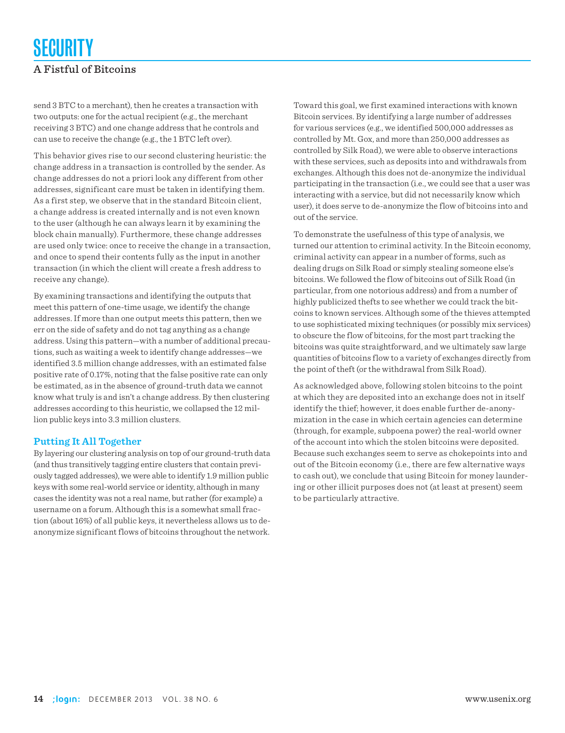send 3 BTC to a merchant), then he creates a transaction with two outputs: one for the actual recipient (e.g., the merchant receiving 3 BTC) and one change address that he controls and can use to receive the change (e.g., the 1 BTC left over).

This behavior gives rise to our second clustering heuristic: the change address in a transaction is controlled by the sender. As change addresses do not a priori look any different from other addresses, significant care must be taken in identifying them. As a first step, we observe that in the standard Bitcoin client, a change address is created internally and is not even known to the user (although he can always learn it by examining the block chain manually). Furthermore, these change addresses are used only twice: once to receive the change in a transaction, and once to spend their contents fully as the input in another transaction (in which the client will create a fresh address to receive any change).

By examining transactions and identifying the outputs that meet this pattern of one-time usage, we identify the change addresses. If more than one output meets this pattern, then we err on the side of safety and do not tag anything as a change address. Using this pattern—with a number of additional precautions, such as waiting a week to identify change addresses—we identified 3.5 million change addresses, with an estimated false positive rate of 0.17%, noting that the false positive rate can only be estimated, as in the absence of ground-truth data we cannot know what truly is and isn't a change address. By then clustering addresses according to this heuristic, we collapsed the 12 million public keys into 3.3 million clusters.

### Putting It All Together

By layering our clustering analysis on top of our ground-truth data (and thus transitively tagging entire clusters that contain previously tagged addresses), we were able to identify 1.9 million public keys with some real-world service or identity, although in many cases the identity was not a real name, but rather (for example) a username on a forum. Although this is a somewhat small fraction (about 16%) of all public keys, it nevertheless allows us to de-anonymize significant flows of bitcoins throughout the network.

Toward this goal, we first examined interactions with known Bitcoin services. By identifying a large number of addresses for various services (e.g., we identified 500,000 addresses as controlled by Mt. Gox, and more than 250,000 addresses as controlled by Silk Road), we were able to observe interactions with these services, such as deposits into and withdrawals from exchanges. Although this does not de-anonymize the individual participating in the transaction (i.e., we could see that a user was interacting with a service, but did not necessarily know which user), it does serve to de-anonymize the flow of bitcoins into and out of the service.

To demonstrate the usefulness of this type of analysis, we turned our attention to criminal activity. In the Bitcoin economy, criminal activity can appear in a number of forms, such as dealing drugs on Silk Road or simply stealing someone else's bitcoins. We followed the flow of bitcoins out of Silk Road (in particular, from one notorious address) and from a number of highly publicized thefts to see whether we could track the bitcoins to known services. Although some of the thieves attempted to use sophisticated mixing techniques (or possibly mix services) to obscure the flow of bitcoins, for the most part tracking the bitcoins was quite straightforward, and we ultimately saw large quantities of bitcoins flow to a variety of exchanges directly from the point of theft (or the withdrawal from Silk Road).

As acknowledged above, following stolen bitcoins to the point at which they are deposited into an exchange does not in itself identify the thief; however, it does enable further de-anonymization in the case in which certain agencies can determine (through, for example, subpoena power) the real-world owner of the account into which the stolen bitcoins were deposited. Because such exchanges seem to serve as chokepoints into and out of the Bitcoin economy (i.e., there are few alternative ways to cash out), we conclude that using Bitcoin for money laundering or other illicit purposes does not (at least at present) seem to be particularly attractive.